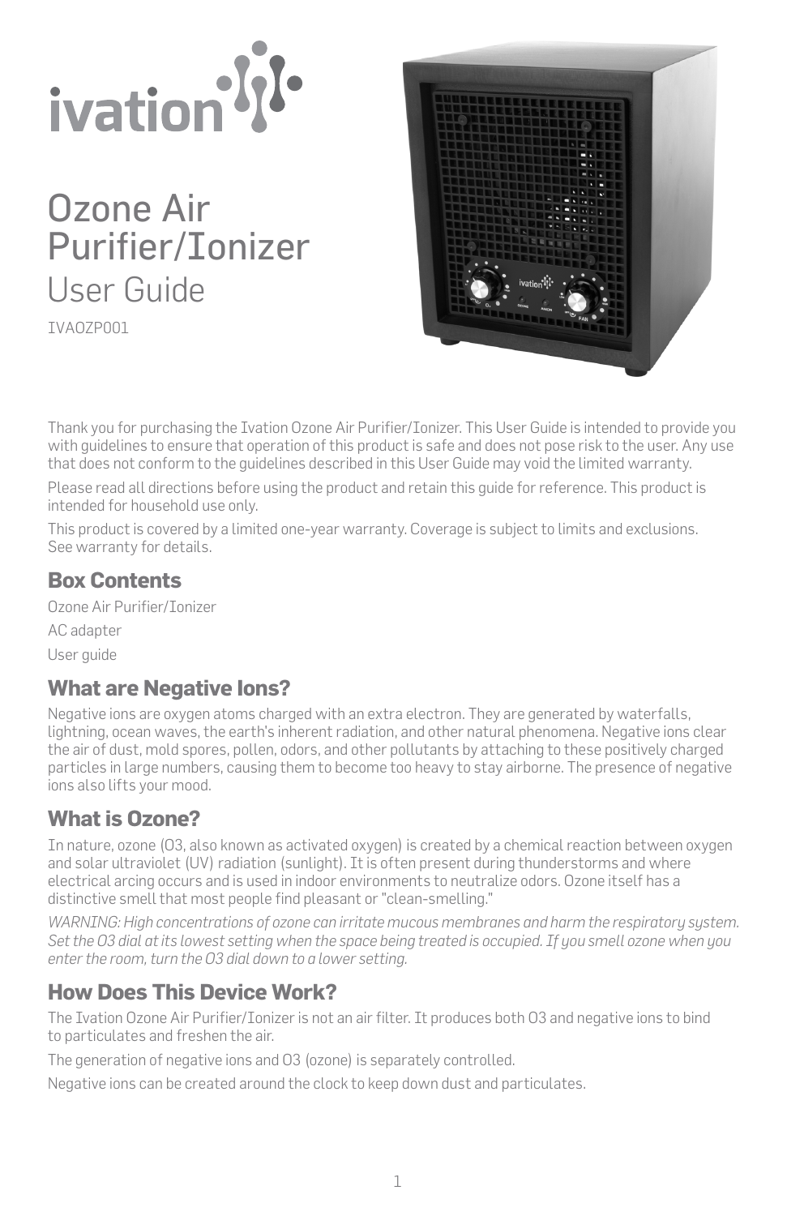ivation

# Ozone Air Purifier/Ionizer

## User Guide

IVAOZP001

Thank you for purchasing the Ivation Ozone Air Purifier/Ionizer. This User Guide is intended to provide you with guidelines to ensure that operation of this product is safe and does not pose risk to the user. Any use that does not conform to the guidelines described in this User Guide may void the limited warranty.

Please read all directions before using the product and retain this guide for reference. This product is intended for household use only.

This product is covered by a limited one-year warranty. Coverage is subject to limits and exclusions. See warranty for details.

## Box Contents

Ozone Air Purifier/Ionizer

AC adapter

User guide

## What are Negative Ions?

Negative ions are oxygen atoms charged with an extra electron. They are generated by waterfalls, lightning, ocean waves, the earth's inherent radiation, and other natural phenomena. Negative ions clear the air of dust, mold spores, pollen, odors, and other pollutants by attaching to these positively charged particles in large numbers, causing them to become too heavy to stay airborne. The presence of negative ions also lifts your mood.

## What is Ozone?

In nature, ozone (O3, also known as activated oxygen) is created by a chemical reaction between oxygen and solar ultraviolet (UV) radiation (sunlight). It is often present during thunderstorms and where electrical arcing occurs and is used in indoor environments to neutralize odors. Ozone itself has a distinctive smell that most people find pleasant or "clean-smelling."

*WARNING: High concentrations of ozone can irritate mucous membranes and harm the respiratory system. Set the O3 dial at its lowest setting when the space being treated is occupied. If you smell ozone when you enter the room, turn the O3 dial down to a lower setting.*

## How Does This Device Work?

The Ivation Ozone Air Purifier/Ionizer is not an air filter. It produces both O3 and negative ions to bind to particulates and freshen the air.

The generation of negative ions and O3 (ozone) is separately controlled.

Negative ions can be created around the clock to keep down dust and particulates.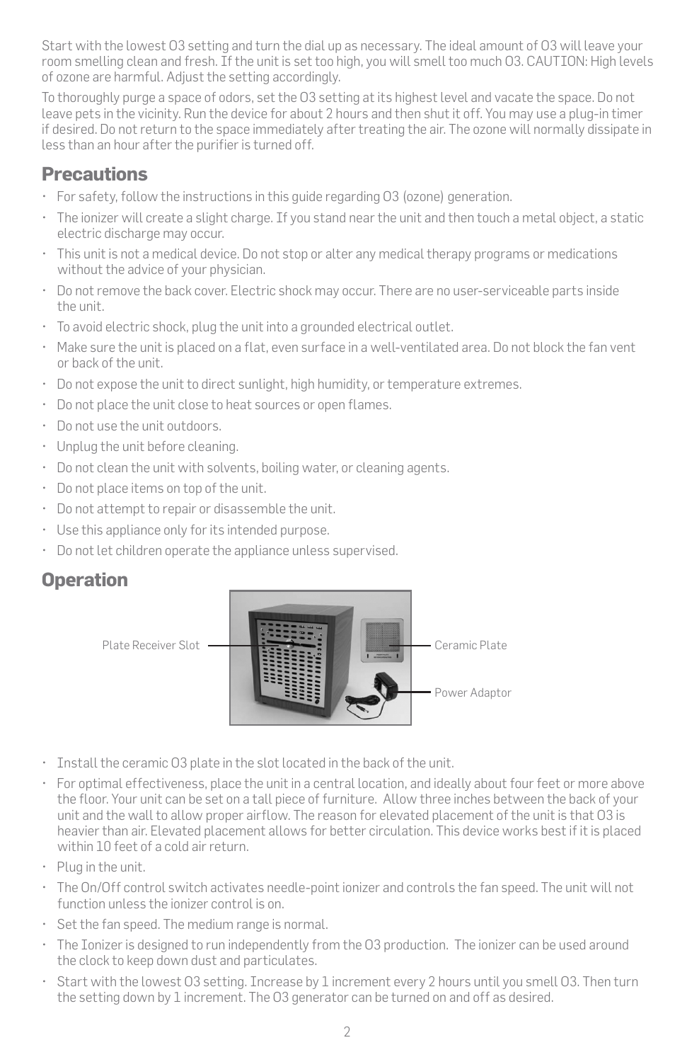Start with the lowest O3 setting and turn the dial up as necessary. The ideal amount of O3 will leave your room smelling clean and fresh. If the unit is set too high, you will smell too much O3. CAUTION: High levels of ozone are harmful. Adjust the setting accordingly.

To thoroughly purge a space of odors, set the O3 setting at its highest level and vacate the space. Do not leave pets in the vicinity. Run the device for about 2 hours and then shut it off. You may use a plug-in timer if desired. Do not return to the space immediately after treating the air. The ozone will normally dissipate in less than an hour after the purifier is turned off.

## Precautions

- For safety, follow the instructions in this guide regarding O3 (ozone) generation.
- The ionizer will create a slight charge. If you stand near the unit and then touch a metal object, a static electric discharge may occur.
- This unit is not a medical device. Do not stop or alter any medical therapy programs or medications without the advice of your physician.
- Do not remove the back cover. Electric shock may occur. There are no user-serviceable parts inside the unit.
- To avoid electric shock, plug the unit into a grounded electrical outlet.
- Make sure the unit is placed on a flat, even surface in a well-ventilated area. Do not block the fan vent or back of the unit.
- Do not expose the unit to direct sunlight, high humidity, or temperature extremes.
- Do not place the unit close to heat sources or open flames.
- Do not use the unit outdoors.
- Unplug the unit before cleaning.
- Do not clean the unit with solvents, boiling water, or cleaning agents.
- Do not place items on top of the unit.
- Do not attempt to repair or disassemble the unit.
- Use this appliance only for its intended purpose.
- Do not let children operate the appliance unless supervised.

## Operation

Plate Receiver Slot

Ceramic Plate

Power Adaptor

- Install the ceramic O3 plate in the slot located in the back of the unit.
- For optimal effectiveness, place the unit in a central location, and ideally about four feet or more above the floor. Your unit can be set on a tall piece of furniture. Allow three inches between the back of your unit and the wall to allow proper airflow. The reason for elevated placement of the unit is that O3 is heavier than air. Elevated placement allows for better circulation. This device works best if it is placed within 10 feet of a cold air return.
- Plug in the unit.
- The On/Off control switch activates needle-point ionizer and controls the fan speed. The unit will not function unless the ionizer control is on.
- Set the fan speed. The medium range is normal.
- The Ionizer is designed to run independently from the O3 production. The ionizer can be used around the clock to keep down dust and particulates.
- Start with the lowest O3 setting. Increase by 1 increment every 2 hours until you smell O3. Then turn the setting down by 1 increment. The O3 generator can be turned on and off as desired.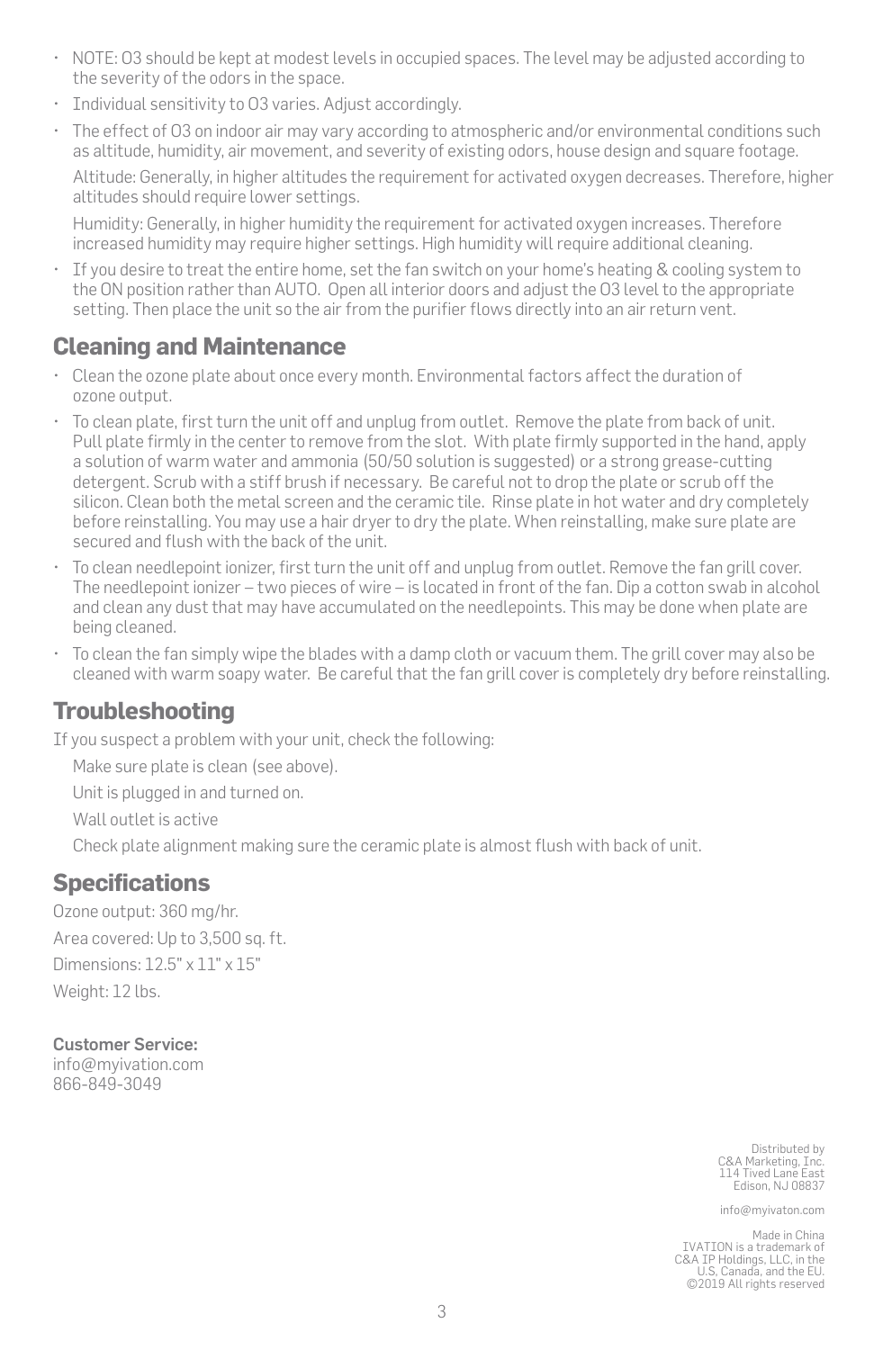- NOTE: O3 should be kept at modest levels in occupied spaces. The level may be adjusted according to the severity of the odors in the space.
- Individual sensitivity to O3 varies. Adjust accordingly.
- The effect of O3 on indoor air may vary according to atmospheric and/or environmental conditions such as altitude, humidity, air movement, and severity of existing odors, house design and square footage.

  Altitude: Generally, in higher altitudes the requirement for activated oxygen decreases. Therefore, higher altitudes should require lower settings.

  Humidity: Generally, in higher humidity the requirement for activated oxygen increases. Therefore increased humidity may require higher settings. High humidity will require additional cleaning.
- If you desire to treat the entire home, set the fan switch on your home's heating & cooling system to the ON position rather than AUTO. Open all interior doors and adjust the O3 level to the appropriate setting. Then place the unit so the air from the purifier flows directly into an air return vent.

## Cleaning and Maintenance

- Clean the ozone plate about once every month. Environmental factors affect the duration of ozone output.
- To clean plate, first turn the unit off and unplug from outlet. Remove the plate from back of unit. Pull plate firmly in the center to remove from the slot. With plate firmly supported in the hand, apply a solution of warm water and ammonia (50/50 solution is suggested) or a strong grease-cutting detergent. Scrub with a stiff brush if necessary. Be careful not to drop the plate or scrub off the silicon. Clean both the metal screen and the ceramic tile. Rinse plate in hot water and dry completely before reinstalling. You may use a hair dryer to dry the plate. When reinstalling, make sure plate are secured and flush with the back of the unit.
- To clean needlepoint ionizer, first turn the unit off and unplug from outlet. Remove the fan grill cover. The needlepoint ionizer – two pieces of wire – is located in front of the fan. Dip a cotton swab in alcohol and clean any dust that may have accumulated on the needlepoints. This may be done when plate are being cleaned.
- To clean the fan simply wipe the blades with a damp cloth or vacuum them. The grill cover may also be cleaned with warm soapy water. Be careful that the fan grill cover is completely dry before reinstalling.

## Troubleshooting

If you suspect a problem with your unit, check the following:

Make sure plate is clean (see above).

Unit is plugged in and turned on.

Wall outlet is active

Check plate alignment making sure the ceramic plate is almost flush with back of unit.

## Specifications

Ozone output: 360 mg/hr.

Area covered: Up to 3,500 sq. ft.

Dimensions: 12.5" x 11" x 15"

Weight: 12 lbs.

**Customer Service:**
info@myivation.com
866-849-3049

Distributed by
C&A Marketing, Inc.
114 Tived Lane East
Edison, NJ 08837

info@myivaton.com

Made in China
IVATION is a trademark of
C&A IP Holdings, LLC, in the
U.S, Canada, and the EU.
©2019 All rights reserved